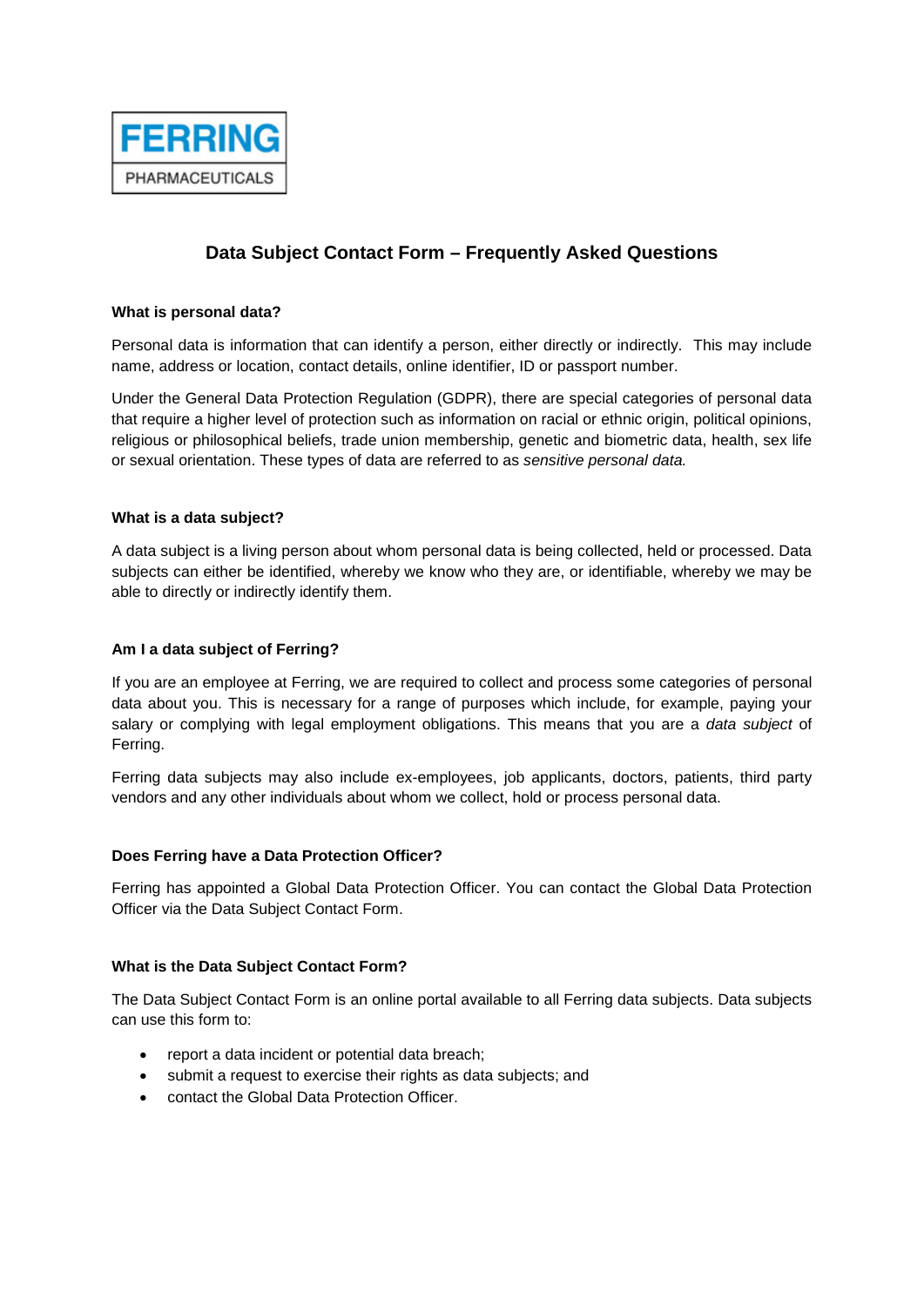FERRING PHARMACEUTICALS

# Data Subject Contact Form – Frequently Asked Questions

**What is personal data?**

Personal data is information that can identify a person, either directly or indirectly. This may include name, address or location, contact details, online identifier, ID or passport number.

Under the General Data Protection Regulation (GDPR), there are special categories of personal data that require a higher level of protection such as information on racial or ethnic origin, political opinions, religious or philosophical beliefs, trade union membership, genetic and biometric data, health, sex life or sexual orientation. These types of data are referred to as *sensitive personal data.*

**What is a data subject?**

A data subject is a living person about whom personal data is being collected, held or processed. Data subjects can either be identified, whereby we know who they are, or identifiable, whereby we may be able to directly or indirectly identify them.

**Am I a data subject of Ferring?**

If you are an employee at Ferring, we are required to collect and process some categories of personal data about you. This is necessary for a range of purposes which include, for example, paying your salary or complying with legal employment obligations. This means that you are a *data subject* of Ferring.

Ferring data subjects may also include ex-employees, job applicants, doctors, patients, third party vendors and any other individuals about whom we collect, hold or process personal data.

**Does Ferring have a Data Protection Officer?**

Ferring has appointed a Global Data Protection Officer. You can contact the Global Data Protection Officer via the Data Subject Contact Form.

**What is the Data Subject Contact Form?**

The Data Subject Contact Form is an online portal available to all Ferring data subjects. Data subjects can use this form to:

- report a data incident or potential data breach;
- submit a request to exercise their rights as data subjects; and
- contact the Global Data Protection Officer.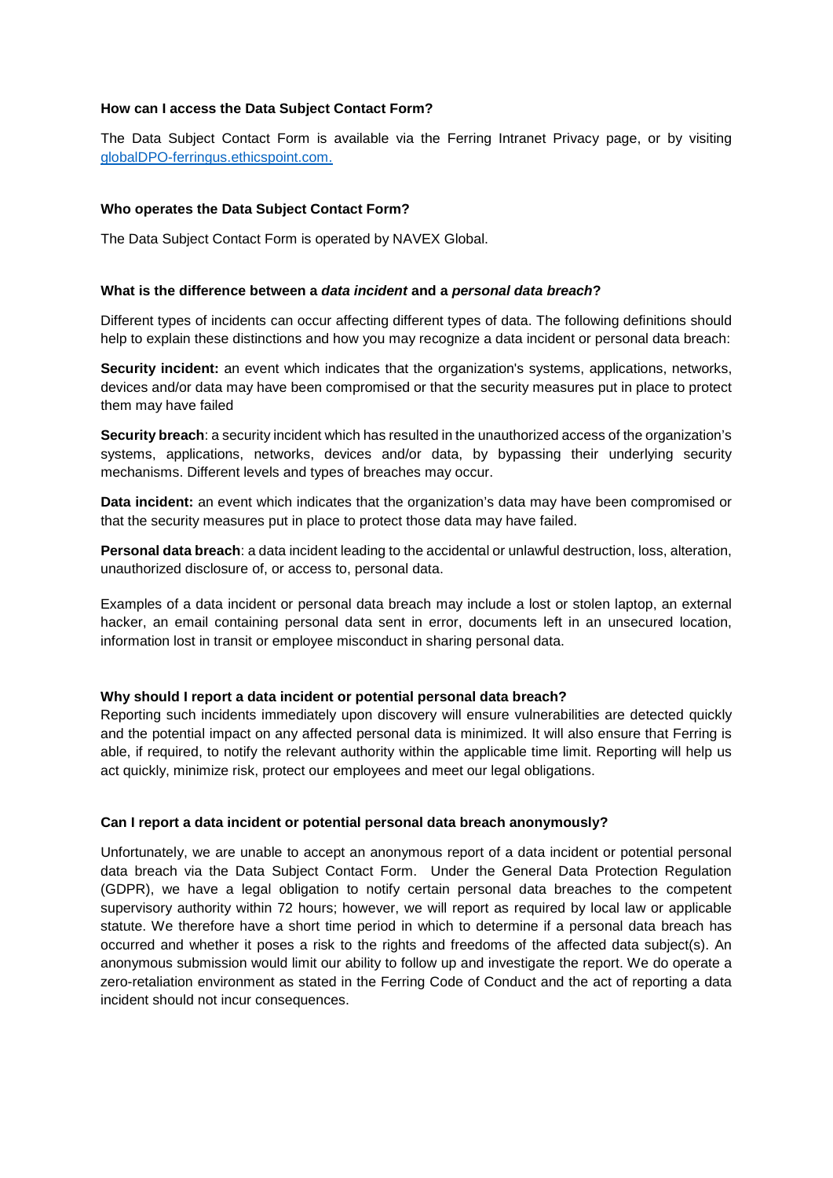**How can I access the Data Subject Contact Form?**

The Data Subject Contact Form is available via the Ferring Intranet Privacy page, or by visiting [globalDPO-ferringus.ethicspoint.com.](globalDPO-ferringus.ethicspoint.com)

**Who operates the Data Subject Contact Form?**

The Data Subject Contact Form is operated by NAVEX Global.

**What is the difference between a *data incident* and a *personal data breach*?**

Different types of incidents can occur affecting different types of data. The following definitions should help to explain these distinctions and how you may recognize a data incident or personal data breach:

**Security incident:** an event which indicates that the organization's systems, applications, networks, devices and/or data may have been compromised or that the security measures put in place to protect them may have failed

**Security breach**: a security incident which has resulted in the unauthorized access of the organization's systems, applications, networks, devices and/or data, by bypassing their underlying security mechanisms. Different levels and types of breaches may occur.

**Data incident:** an event which indicates that the organization's data may have been compromised or that the security measures put in place to protect those data may have failed.

**Personal data breach**: a data incident leading to the accidental or unlawful destruction, loss, alteration, unauthorized disclosure of, or access to, personal data.

Examples of a data incident or personal data breach may include a lost or stolen laptop, an external hacker, an email containing personal data sent in error, documents left in an unsecured location, information lost in transit or employee misconduct in sharing personal data.

**Why should I report a data incident or potential personal data breach?**

Reporting such incidents immediately upon discovery will ensure vulnerabilities are detected quickly and the potential impact on any affected personal data is minimized. It will also ensure that Ferring is able, if required, to notify the relevant authority within the applicable time limit. Reporting will help us act quickly, minimize risk, protect our employees and meet our legal obligations.

**Can I report a data incident or potential personal data breach anonymously?**

Unfortunately, we are unable to accept an anonymous report of a data incident or potential personal data breach via the Data Subject Contact Form. Under the General Data Protection Regulation (GDPR), we have a legal obligation to notify certain personal data breaches to the competent supervisory authority within 72 hours; however, we will report as required by local law or applicable statute. We therefore have a short time period in which to determine if a personal data breach has occurred and whether it poses a risk to the rights and freedoms of the affected data subject(s). An anonymous submission would limit our ability to follow up and investigate the report. We do operate a zero-retaliation environment as stated in the Ferring Code of Conduct and the act of reporting a data incident should not incur consequences.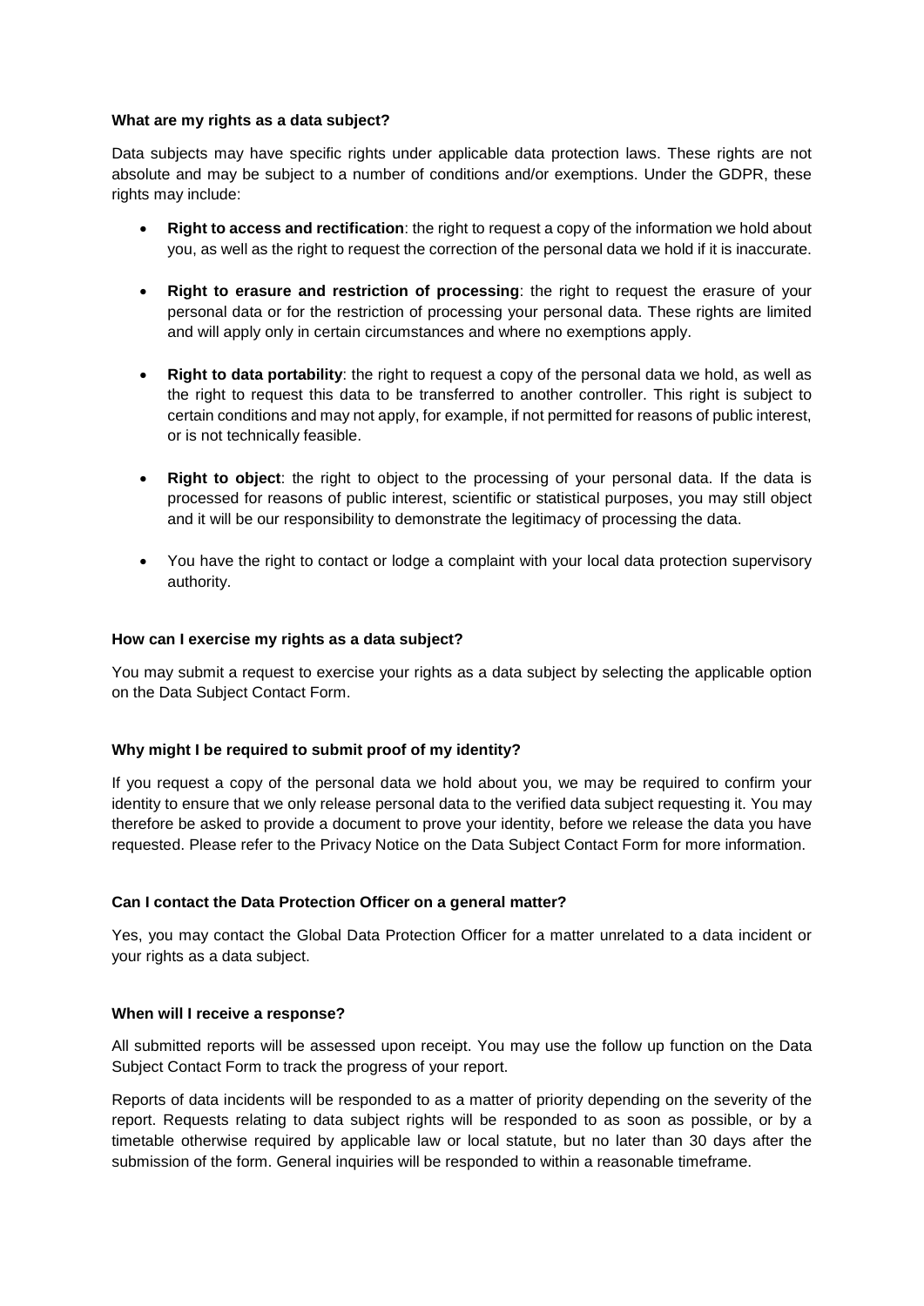**What are my rights as a data subject?**

Data subjects may have specific rights under applicable data protection laws. These rights are not absolute and may be subject to a number of conditions and/or exemptions. Under the GDPR, these rights may include:

- **Right to access and rectification**: the right to request a copy of the information we hold about you, as well as the right to request the correction of the personal data we hold if it is inaccurate.

- **Right to erasure and restriction of processing**: the right to request the erasure of your personal data or for the restriction of processing your personal data. These rights are limited and will apply only in certain circumstances and where no exemptions apply.

- **Right to data portability**: the right to request a copy of the personal data we hold, as well as the right to request this data to be transferred to another controller. This right is subject to certain conditions and may not apply, for example, if not permitted for reasons of public interest, or is not technically feasible.

- **Right to object**: the right to object to the processing of your personal data. If the data is processed for reasons of public interest, scientific or statistical purposes, you may still object and it will be our responsibility to demonstrate the legitimacy of processing the data.

- You have the right to contact or lodge a complaint with your local data protection supervisory authority.

**How can I exercise my rights as a data subject?**

You may submit a request to exercise your rights as a data subject by selecting the applicable option on the Data Subject Contact Form.

**Why might I be required to submit proof of my identity?**

If you request a copy of the personal data we hold about you, we may be required to confirm your identity to ensure that we only release personal data to the verified data subject requesting it. You may therefore be asked to provide a document to prove your identity, before we release the data you have requested. Please refer to the Privacy Notice on the Data Subject Contact Form for more information.

**Can I contact the Data Protection Officer on a general matter?**

Yes, you may contact the Global Data Protection Officer for a matter unrelated to a data incident or your rights as a data subject.

**When will I receive a response?**

All submitted reports will be assessed upon receipt. You may use the follow up function on the Data Subject Contact Form to track the progress of your report.

Reports of data incidents will be responded to as a matter of priority depending on the severity of the report. Requests relating to data subject rights will be responded to as soon as possible, or by a timetable otherwise required by applicable law or local statute, but no later than 30 days after the submission of the form. General inquiries will be responded to within a reasonable timeframe.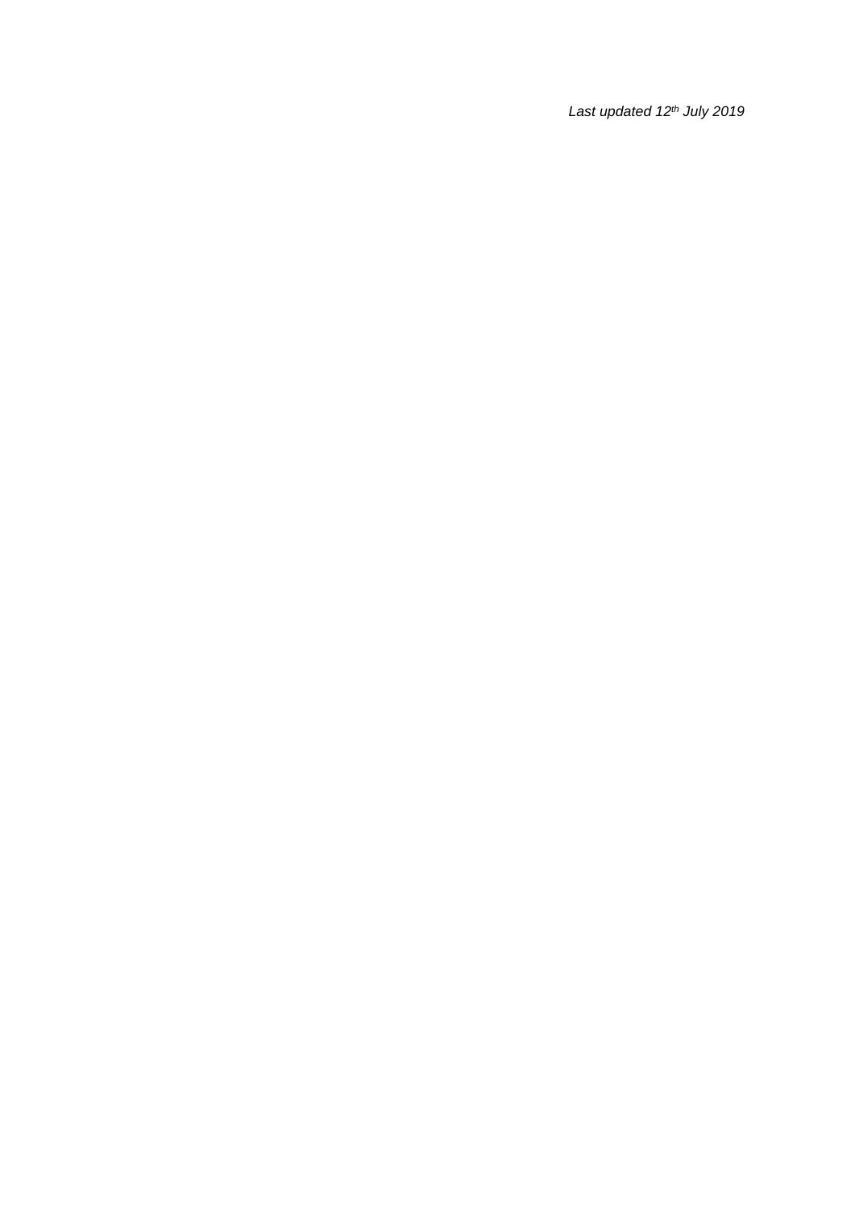*Last updated 12th July 2019*